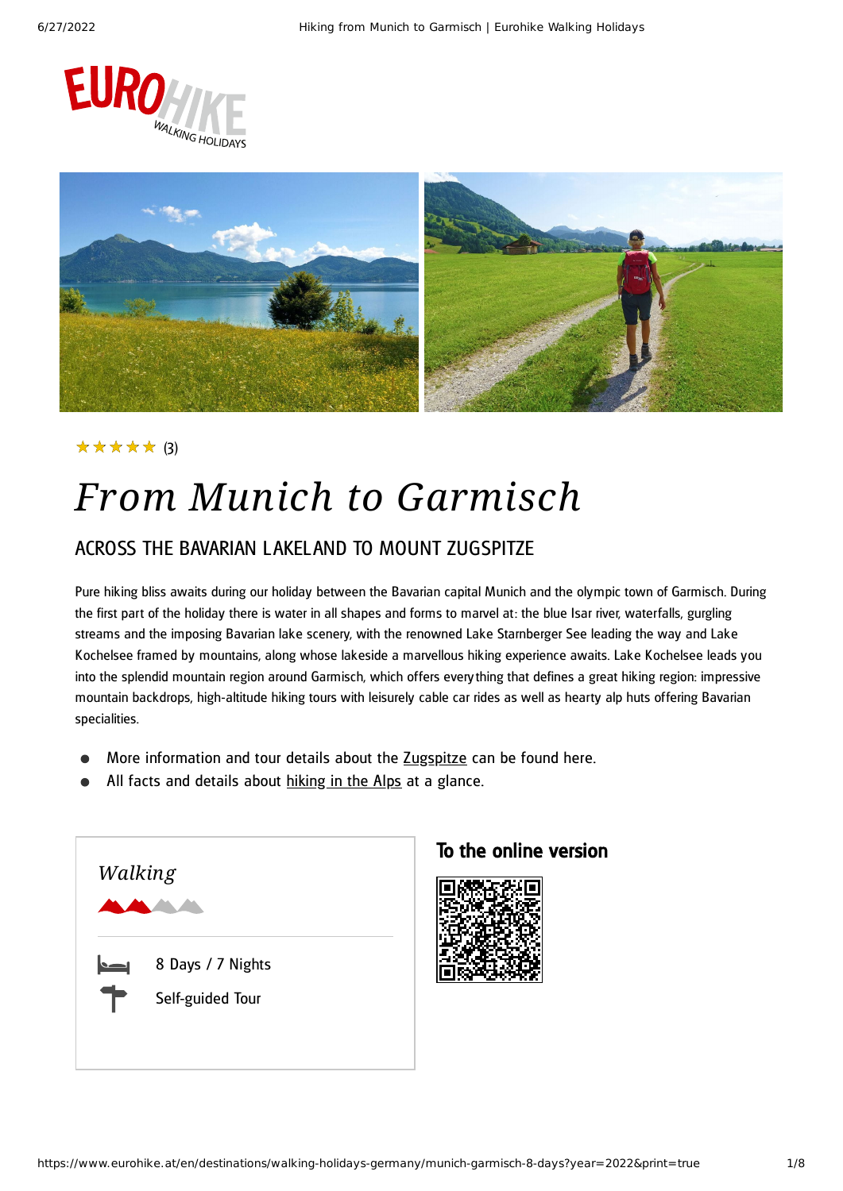★★★★★ (3)

# *From Munich to Garmisch*

## ACROSS THE BAVARIAN LAKELAND TO MOUNT ZUGSPITZE

Pure hiking bliss awaits during our holiday between the Bavarian capital Munich and the olympic town of Garmisch. During the first part of the holiday there is water in all shapes and forms to marvel at: the blue Isar river, waterfalls, gurgling streams and the imposing Bavarian lake scenery, with the renowned Lake Starnberger See leading the way and Lake Kochelsee framed by mountains, along whose lakeside a marvellous hiking experience awaits. Lake Kochelsee leads you into the splendid mountain region around Garmisch, which offers everything that defines a great hiking region: impressive mountain backdrops, high-altitude hiking tours with leisurely cable car rides as well as hearty alp huts offering Bavarian specialities.

- More information and tour details about the Zugspitze can be found here.
- All facts and details about hiking in the Alps at a glance.

*Walking*

8 Days / 7 Nights

Self-guided Tour

**To the online version**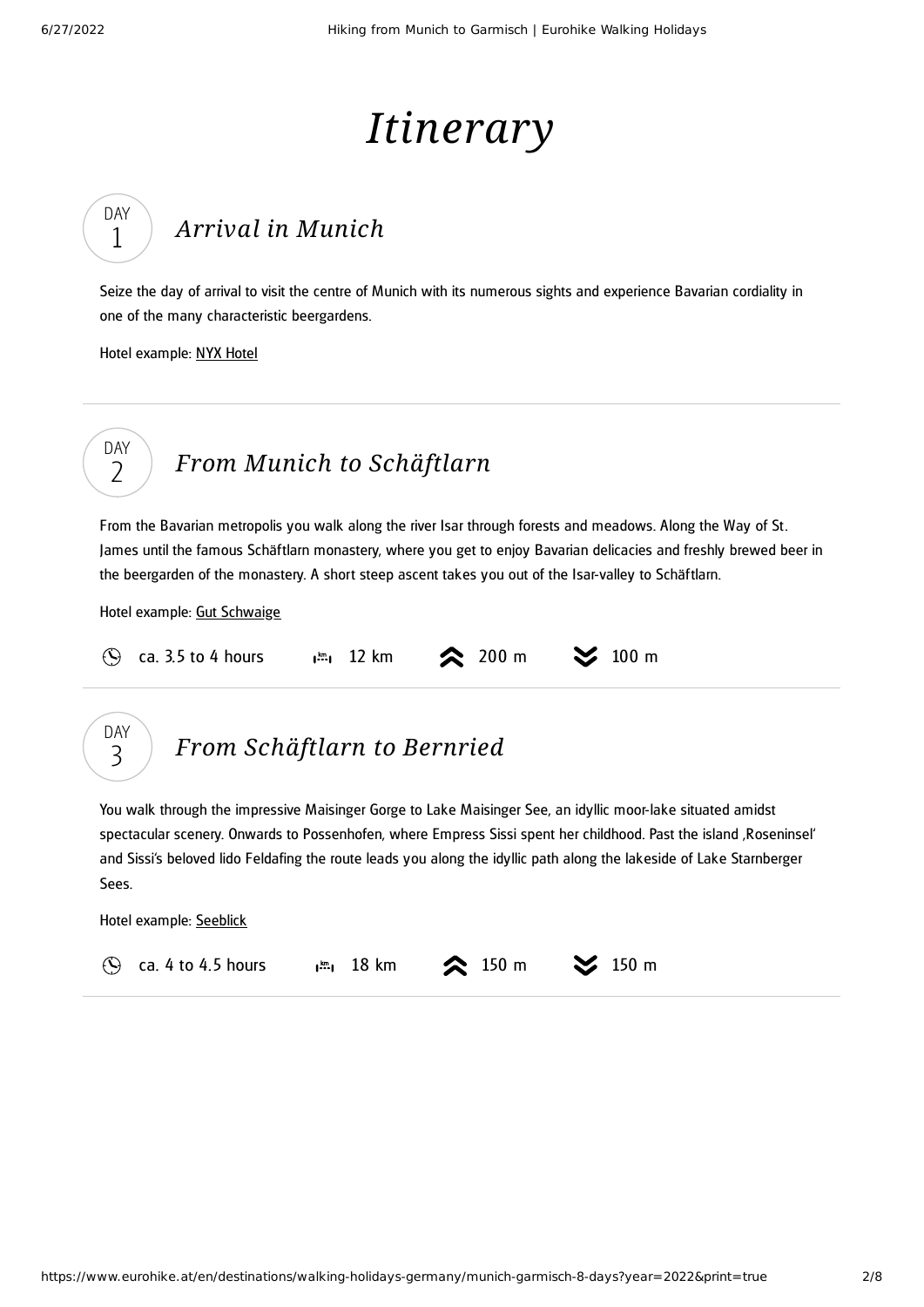# Itinerary

## DAY 1 — Arrival in Munich

Seize the day of arrival to visit the centre of Munich with its numerous sights and experience Bavarian cordiality in one of the many characteristic beergardens.

Hotel example: NYX Hotel

---

## DAY 2 — From Munich to Schäftlarn

From the Bavarian metropolis you walk along the river Isar through forests and meadows. Along the Way of St. James until the famous Schäftlarn monastery, where you get to enjoy Bavarian delicacies and freshly brewed beer in the beergarden of the monastery. A short steep ascent takes you out of the Isar-valley to Schäftlarn.

Hotel example: Gut Schwaige

ca. 3.5 to 4 hours | 12 km | 200 m | 100 m

---

## DAY 3 — From Schäftlarn to Bernried

You walk through the impressive Maisinger Gorge to Lake Maisinger See, an idyllic moor-lake situated amidst spectacular scenery. Onwards to Possenhofen, where Empress Sissi spent her childhood. Past the island ‚Roseninsel' and Sissi's beloved lido Feldafing the route leads you along the idyllic path along the lakeside of Lake Starnberger Sees.

Hotel example: Seeblick

ca. 4 to 4.5 hours | 18 km | 150 m | 150 m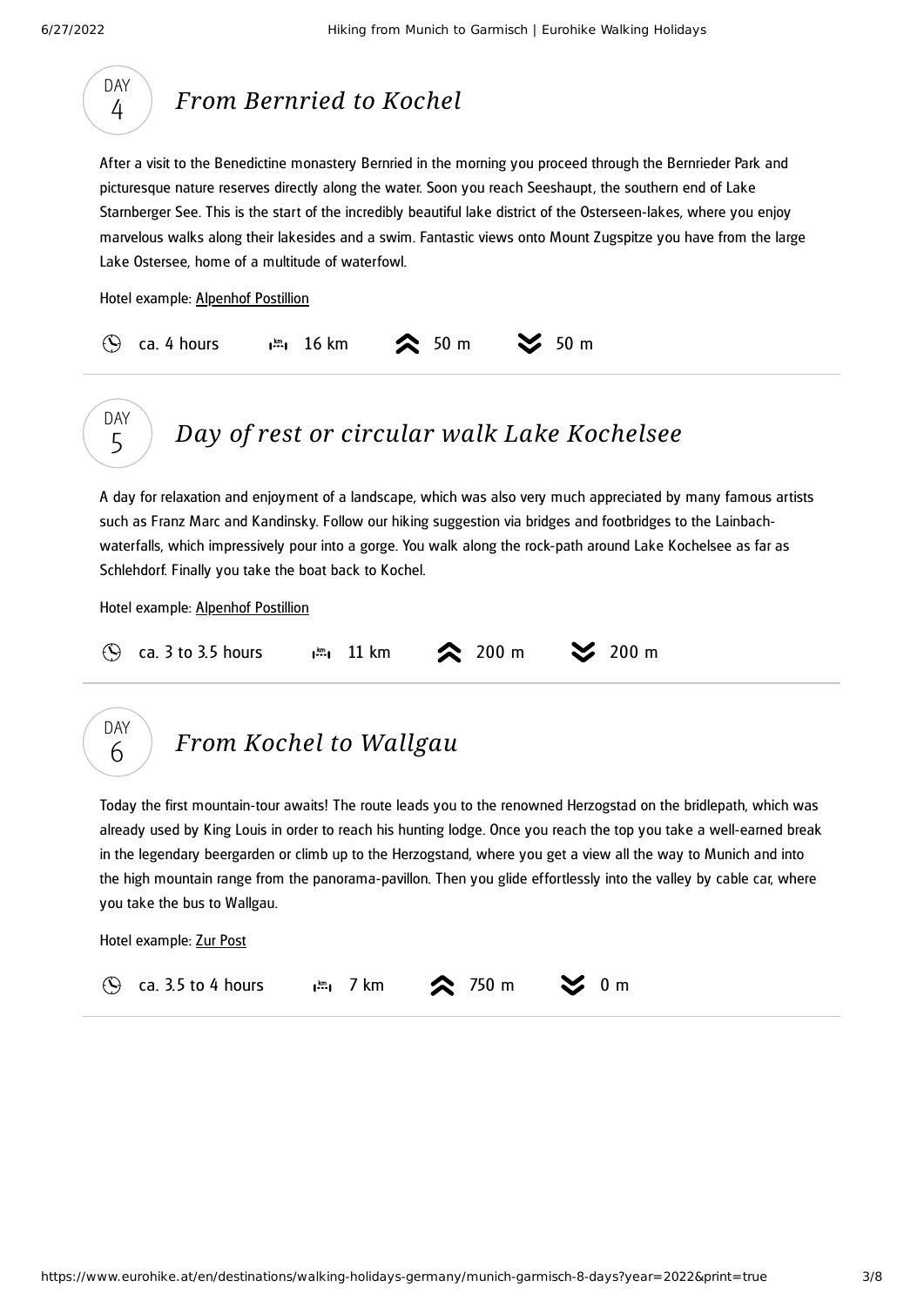## DAY 4 — *From Bernried to Kochel*

After a visit to the Benedictine monastery Bernried in the morning you proceed through the Bernrieder Park and picturesque nature reserves directly along the water. Soon you reach Seeshaupt, the southern end of Lake Starnberger See. This is the start of the incredibly beautiful lake district of the Osterseen-lakes, where you enjoy marvelous walks along their lakesides and a swim. Fantastic views onto Mount Zugspitze you have from the large Lake Ostersee, home of a multitude of waterfowl.

Hotel example: Alpenhof Postillion

ca. 4 hours | 16 km | ascent 50 m | descent 50 m

## DAY 5 — *Day of rest or circular walk Lake Kochelsee*

A day for relaxation and enjoyment of a landscape, which was also very much appreciated by many famous artists such as Franz Marc and Kandinsky. Follow our hiking suggestion via bridges and footbridges to the Lainbach-waterfalls, which impressively pour into a gorge. You walk along the rock-path around Lake Kochelsee as far as Schlehdorf. Finally you take the boat back to Kochel.

Hotel example: Alpenhof Postillion

ca. 3 to 3.5 hours | 11 km | ascent 200 m | descent 200 m

## DAY 6 — *From Kochel to Wallgau*

Today the first mountain-tour awaits! The route leads you to the renowned Herzogstad on the bridlepath, which was already used by King Louis in order to reach his hunting lodge. Once you reach the top you take a well-earned break in the legendary beergarden or climb up to the Herzogstand, where you get a view all the way to Munich and into the high mountain range from the panorama-pavillon. Then you glide effortlessly into the valley by cable car, where you take the bus to Wallgau.

Hotel example: Zur Post

ca. 3.5 to 4 hours | 7 km | ascent 750 m | descent 0 m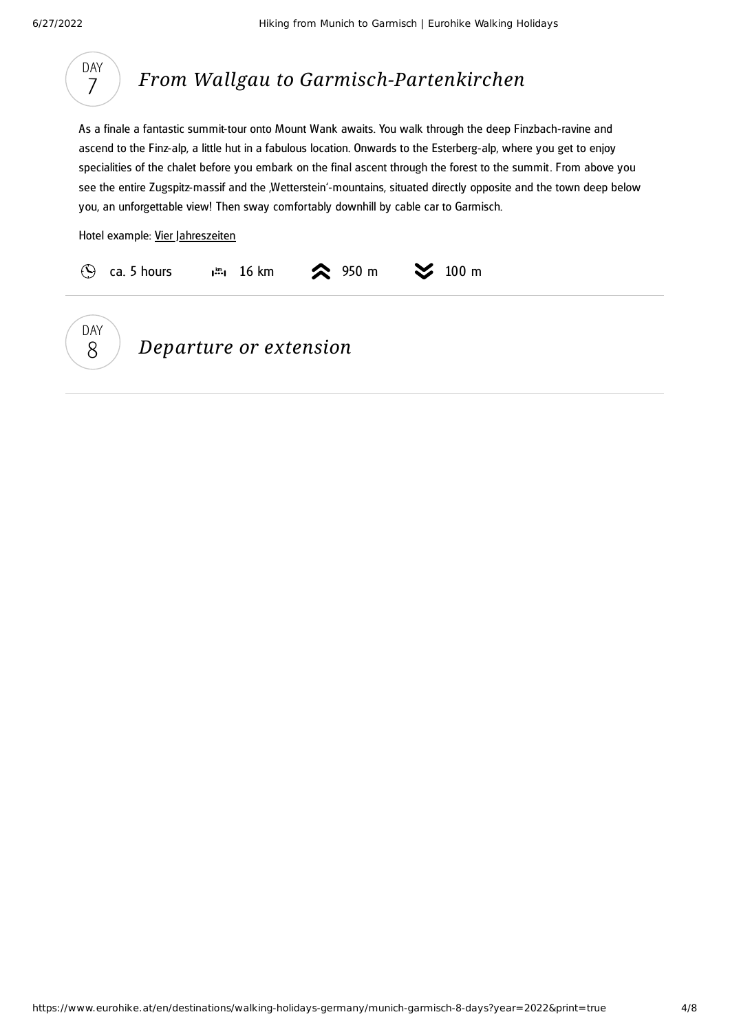## DAY 7 *From Wallgau to Garmisch-Partenkirchen*

As a finale a fantastic summit-tour onto Mount Wank awaits. You walk through the deep Finzbach-ravine and ascend to the Finz-alp, a little hut in a fabulous location. Onwards to the Esterberg-alp, where you get to enjoy specialities of the chalet before you embark on the final ascent through the forest to the summit. From above you see the entire Zugspitz-massif and the ‚Wetterstein'-mountains, situated directly opposite and the town deep below you, an unforgettable view! Then sway comfortably downhill by cable car to Garmisch.

Hotel example: Vier Jahreszeiten

ca. 5 hours | 16 km | 950 m | 100 m

## DAY 8 *Departure or extension*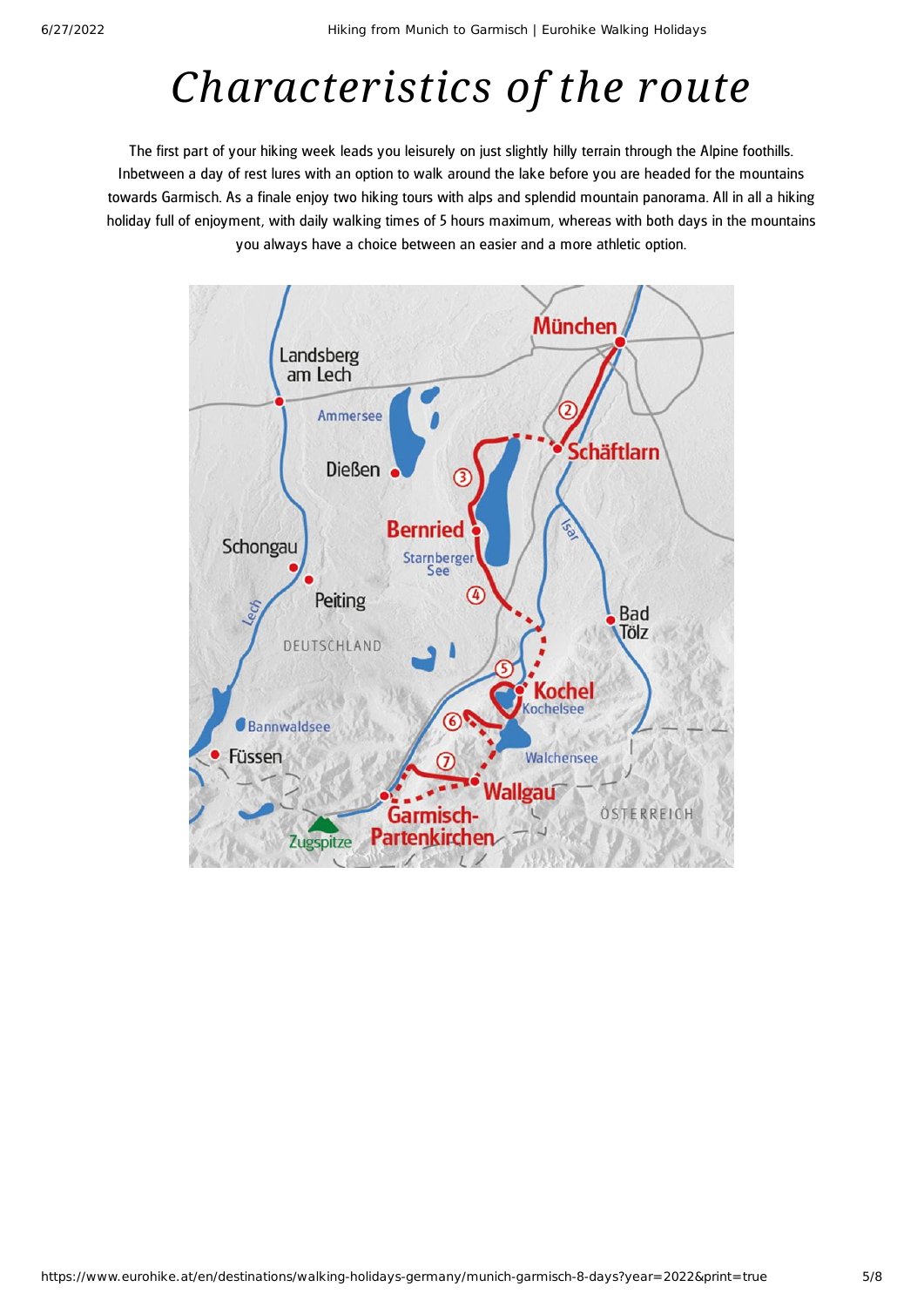# *Characteristics of the route*

The first part of your hiking week leads you leisurely on just slightly hilly terrain through the Alpine foothills. Inbetween a day of rest lures with an option to walk around the lake before you are headed for the mountains towards Garmisch. As a finale enjoy two hiking tours with alps and splendid mountain panorama. All in all a hiking holiday full of enjoyment, with daily walking times of 5 hours maximum, whereas with both days in the mountains you always have a choice between an easier and a more athletic option.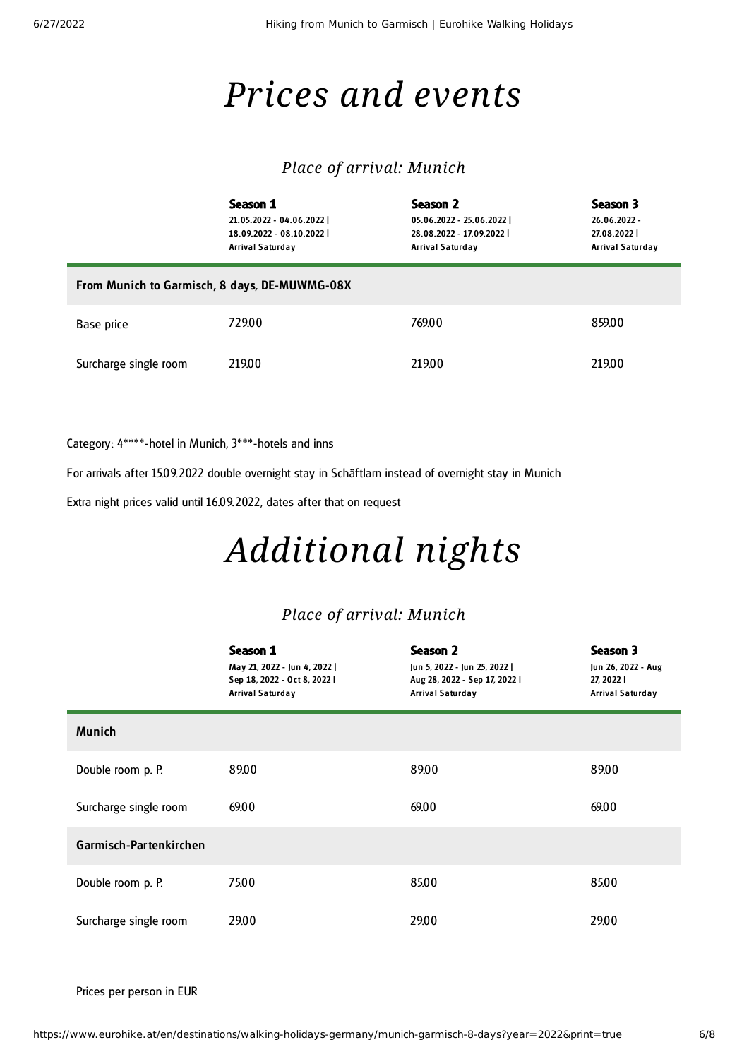# Prices and events

## Place of arrival: Munich

| | Season 1<br>21.05.2022 - 04.06.2022 \|<br>18.09.2022 - 08.10.2022 \|<br>Arrival Saturday | Season 2<br>05.06.2022 - 25.06.2022 \|<br>28.08.2022 - 17.09.2022 \|<br>Arrival Saturday | Season 3<br>26.06.2022 -<br>27.08.2022 \|<br>Arrival Saturday |
|---|---|---|---|
| **From Munich to Garmisch, 8 days, DE-MUWMG-08X** | | | |
| Base price | 729.00 | 769.00 | 859.00 |
| Surcharge single room | 219.00 | 219.00 | 219.00 |

Category: 4****-hotel in Munich, 3***-hotels and inns

For arrivals after 15.09.2022 double overnight stay in Schäftlarn instead of overnight stay in Munich

Extra night prices valid until 16.09.2022, dates after that on request

# Additional nights

## Place of arrival: Munich

| | Season 1<br>May 21, 2022 - Jun 4, 2022 \|<br>Sep 18, 2022 - Oct 8, 2022 \|<br>Arrival Saturday | Season 2<br>Jun 5, 2022 - Jun 25, 2022 \|<br>Aug 28, 2022 - Sep 17, 2022 \|<br>Arrival Saturday | Season 3<br>Jun 26, 2022 - Aug<br>27, 2022 \|<br>Arrival Saturday |
|---|---|---|---|
| **Munich** | | | |
| Double room p. P. | 89.00 | 89.00 | 89.00 |
| Surcharge single room | 69.00 | 69.00 | 69.00 |
| **Garmisch-Partenkirchen** | | | |
| Double room p. P. | 75.00 | 85.00 | 85.00 |
| Surcharge single room | 29.00 | 29.00 | 29.00 |

Prices per person in EUR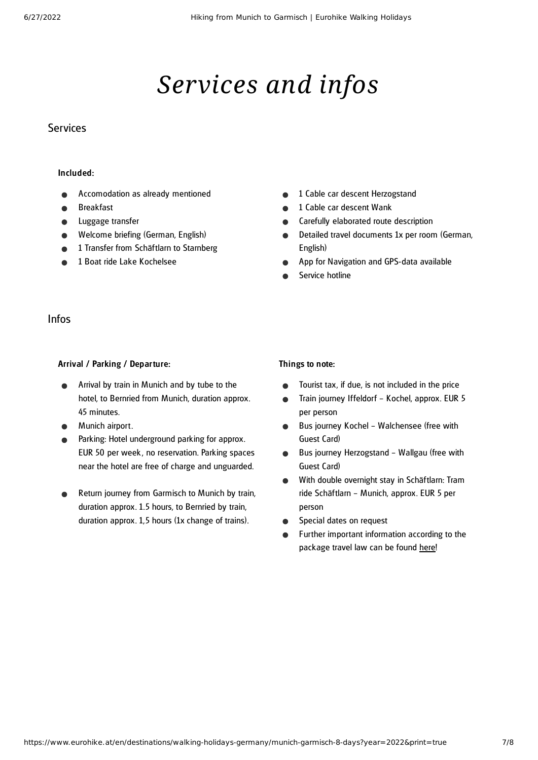# *Services and infos*

## Services

**Included:**

- Accomodation as already mentioned
- Breakfast
- Luggage transfer
- Welcome briefing (German, English)
- 1 Transfer from Schäftlarn to Starnberg
- 1 Boat ride Lake Kochelsee
- 1 Cable car descent Herzogstand
- 1 Cable car descent Wank
- Carefully elaborated route description
- Detailed travel documents 1x per room (German, English)
- App for Navigation and GPS-data available
- Service hotline

## Infos

**Arrival / Parking / Departure:**

- Arrival by train in Munich and by tube to the hotel, to Bernried from Munich, duration approx. 45 minutes.
- Munich airport.
- Parking: Hotel underground parking for approx. EUR 50 per week, no reservation. Parking spaces near the hotel are free of charge and unguarded.
- Return journey from Garmisch to Munich by train, duration approx. 1.5 hours, to Bernried by train, duration approx. 1,5 hours (1x change of trains).

**Things to note:**

- Tourist tax, if due, is not included in the price
- Train journey Iffeldorf – Kochel, approx. EUR 5 per person
- Bus journey Kochel – Walchensee (free with Guest Card)
- Bus journey Herzogstand – Wallgau (free with Guest Card)
- With double overnight stay in Schäftlarn: Tram ride Schäftlarn – Munich, approx. EUR 5 per person
- Special dates on request
- Further important information according to the package travel law can be found here!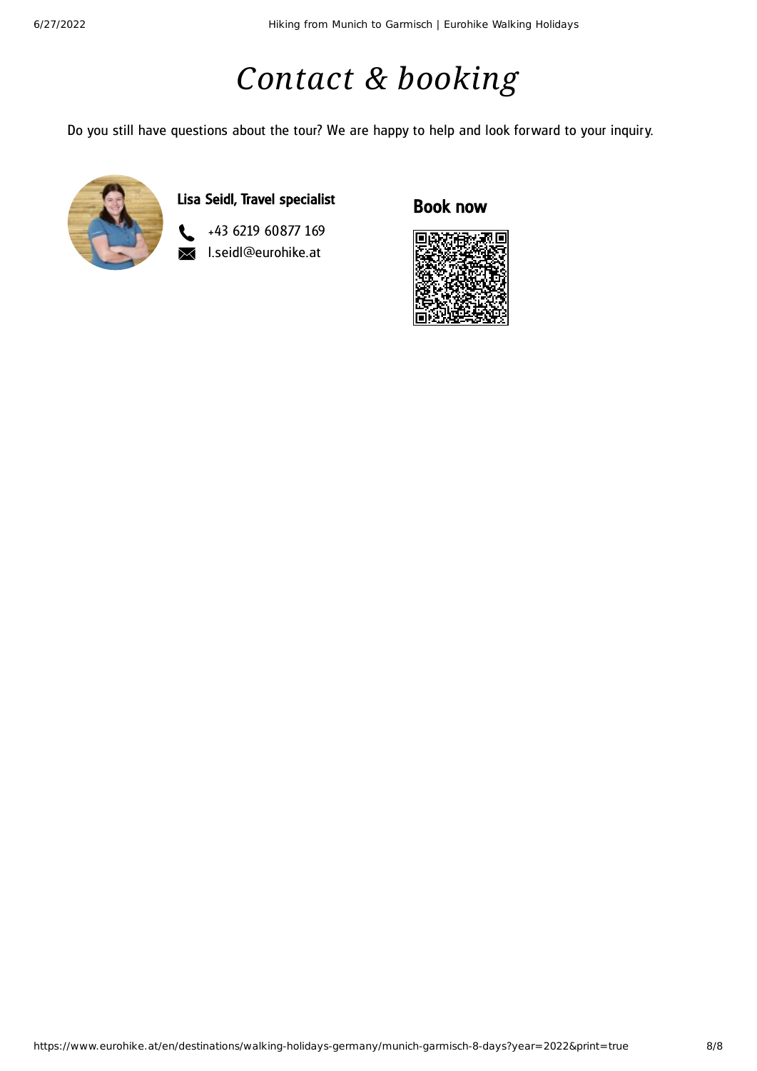# *Contact & booking*

Do you still have questions about the tour? We are happy to help and look forward to your inquiry.

**Lisa Seidl, Travel specialist**

+43 6219 60877 169

l.seidl@eurohike.at

## Book now